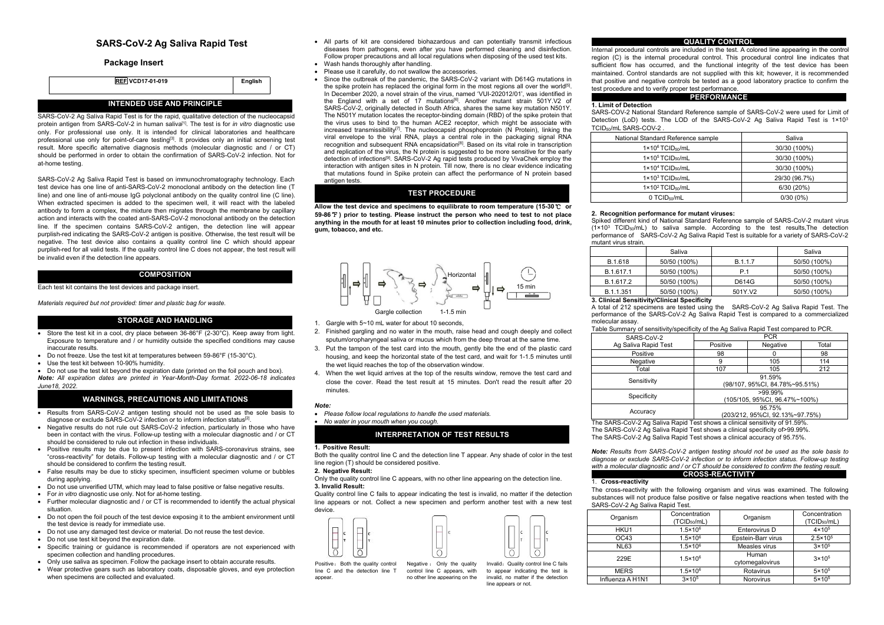# SARS-CoV-2 Ag Saliva Rapid Test

## Package Insert

| REF VCD17-01-019 | English |
|---|---|

## INTENDED USE AND PRINCIPLE

SARS-CoV-2 Ag Saliva Rapid Test is for the rapid, qualitative detection of the nucleocapsid protein antigen from SARS-CoV-2 in human saliva[1]. The test is for *in vitro* diagnostic use only. For professional use only. It is intended for clinical laboratories and healthcare professional use only for point-of-care testing[3]. It provides only an initial screening test result. More specific alternative diagnosis methods (molecular diagnostic and / or CT) should be performed in order to obtain the confirmation of SARS-CoV-2 infection. Not for at-home testing.

SARS-CoV-2 Ag Saliva Rapid Test is based on immunochromatography technology. Each test device has one line of anti-SARS-CoV-2 monoclonal antibody on the detection line (T line) and one line of anti-mouse IgG polyclonal antibody on the quality control line (C line). When extracted specimen is added to the specimen well, it will react with the labeled antibody to form a complex, the mixture then migrates through the membrane by capillary action and interacts with the coated anti-SARS-CoV-2 monoclonal antibody on the detection line. If the specimen contains SARS-CoV-2 antigen, the detection line will appear purplish-red indicating the SARS-CoV-2 antigen is positive. Otherwise, the test result will be negative. The test device also contains a quality control line C which should appear purplish-red for all valid tests. If the quality control line C does not appear, the test result will be invalid even if the detection line appears.

## COMPOSITION

Each test kit contains the test devices and package insert.

*Materials required but not provided: timer and plastic bag for waste.*

## STORAGE AND HANDLING

- Store the test kit in a cool, dry place between 36-86°F (2-30°C). Keep away from light. Exposure to temperature and / or humidity outside the specified conditions may cause inaccurate results.
- Do not freeze. Use the test kit at temperatures between 59-86°F (15-30°C).
- Use the test kit between 10-90% humidity.
- Do not use the test kit beyond the expiration date (printed on the foil pouch and box).

***Note:** All expiration dates are printed in Year-Month-Day format. 2022-06-18 indicates June18, 2022.*

## WARNINGS, PRECAUTIONS AND LIMITATIONS

- Results from SARS-CoV-2 antigen testing should not be used as the sole basis to diagnose or exclude SARS-CoV-2 infection or to inform infection status[2].
- Negative results do not rule out SARS-CoV-2 infection, particularly in those who have been in contact with the virus. Follow-up testing with a molecular diagnostic and / or CT should be considered to rule out infection in these individuals.
- Positive results may be due to present infection with SARS-coronavirus strains, see "cross-reactivity" for details. Follow-up testing with a molecular diagnostic and / or CT should be considered to confirm the testing result.
- False results may be due to sticky specimen, insufficient specimen volume or bubbles during applying.
- Do not use unverified UTM, which may lead to false positive or false negative results.
- For *in vitro* diagnostic use only. Not for at-home testing.
- Further molecular diagnostic and / or CT is recommended to identify the actual physical situation.
- Do not open the foil pouch of the test device exposing it to the ambient environment until the test device is ready for immediate use.
- Do not use any damaged test device or material. Do not reuse the test device.
- Do not use test kit beyond the expiration date.
- Specific training or guidance is recommended if operators are not experienced with specimen collection and handling procedures.
- Only use saliva as specimen. Follow the package insert to obtain accurate results.
- Wear protective gears such as laboratory coats, disposable gloves, and eye protection when specimens are collected and evaluated.
- All parts of kit are considered biohazardous and can potentially transmit infectious diseases from pathogens, even after you have performed cleaning and disinfection. Follow proper precautions and all local regulations when disposing of the used test kits.
- Wash hands thoroughly after handling.
- Please use it carefully, do not swallow the accessories.
- Since the outbreak of the pandemic, the SARS-CoV-2 variant with D614G mutations in the spike protein has replaced the original form in the most regions all over the world[5]. In December 2020, a novel strain of the virus, named 'VUI-202012/01', was identified in the England with a set of 17 mutations[6]. Another mutant strain 501Y.V2 of SARS-CoV-2, originally detected in South Africa, shares the same key mutation N501Y. The N501Y mutation locates the receptor-binding domain (RBD) of the spike protein that the virus uses to bind to the human ACE2 receptor, which might be associate with increased transmissibility[7]. The nucleocapsid phosphoprotein (N Protein), linking the viral envelope to the viral RNA, plays a central role in the packaging signal RNA recognition and subsequent RNA encapsidation[8]. Based on its vital role in transcription and replication of the virus, the N protein is suggested to be more sensitive for the early detection of infections[9]. SARS-CoV-2 Ag rapid tests produced by VivaChek employ the interaction with antigen sites in N protein. Till now, there is no clear evidence indicating that mutations found in Spike protein can affect the performance of N protein based antigen tests.

## TEST PROCEDURE

**Allow the test device and specimens to equilibrate to room temperature (15-30℃ or 59-86℉) prior to testing. Please instruct the person who need to test to not place anything in the mouth for at least 10 minutes prior to collection including food, drink, gum, tobacco, and etc.**

Horizontal

15 min

Gargle collection 1-1.5 min

1. Gargle with 5~10 mL water for about 10 seconds,
2. Finished gargling and no water in the mouth, raise head and cough deeply and collect sputum/oropharyngeal saliva or mucus which from the deep throat at the same time.
3. Put the tampon of the test card into the mouth, gently bite the end of the plastic card housing, and keep the horizontal state of the test card, and wait for 1-1.5 minutes until the wet liquid reaches the top of the observation window.
4. When the wet liquid arrives at the top of the results window, remove the test card and close the cover. Read the test result at 15 minutes. Don't read the result after 20 minutes.

*Note:*

- *Please follow local regulations to handle the used materials.*
- *No water in your mouth when you cough.*

## INTERPRETATION OF TEST RESULTS

**1. Positive Result:**

Both the quality control line C and the detection line T appear. Any shade of color in the test line region (T) should be considered positive.

**2. Negative Result:**

Only the quality control line C appears, with no other line appearing on the detection line.

**3. Invalid Result:**

Quality control line C fails to appear indicating the test is invalid, no matter if the detection line appears or not. Collect a new specimen and perform another test with a new test device.

Positive：Both the quality control line C and the detection line T appear.

Negative：Only the quality control line C appears, with no other line appearing on the

Invalid：Quality control line C fails to appear indicating the test is invalid, no matter if the detection line appears or not.

## QUALITY CONTROL

Internal procedural controls are included in the test. A colored line appearing in the control region (C) is the internal procedural control. This procedural control line indicates that sufficient flow has occurred, and the functional integrity of the test device has been maintained. Control standards are not supplied with this kit; however, it is recommended that positive and negative controls be tested as a good laboratory practice to confirm the test procedure and to verify proper test performance.

## PERFORMANCE

**1. Limit of Detection**

SARS-COV-2 National Standard Reference sample of SARS-CoV-2 were used for Limit of Detection (LoD) tests. The LOD of the SARS-CoV-2 Ag Saliva Rapid Test is $1\times10^3$ $TCID_{50}$/mL SARS-COV-2 .

| National Standard Reference sample | Saliva |
|---|---|
| $1\times10^6$ $TCID_{50}$/mL | 30/30 (100%) |
| $1\times10^5$ $TCID_{50}$/mL | 30/30 (100%) |
| $1\times10^4$ $TCID_{50}$/mL | 30/30 (100%) |
| $1\times10^3$ $TCID_{50}$/mL | 29/30 (96.7%) |
| $1\times10^2$ $TCID_{50}$/mL | 6/30 (20%) |
| 0 $TCID_{50}$/mL | 0/30 (0%) |

**2. Recognition performance for mutant viruses:**

Spiked different kind of National Standard Reference sample of SARS-CoV-2 mutant virus ($1\times10^3$ $TCID_{50}$/mL) to saliva sample. According to the test results,The detection performance of SARS-CoV-2 Ag Saliva Rapid Test is suitable for a variety of SARS-CoV-2 mutant virus strain.

| | Saliva | | Saliva |
|---|---|---|---|
| B.1.618 | 50/50 (100%) | B.1.1.7 | 50/50 (100%) |
| B.1.617.1 | 50/50 (100%) | P.1 | 50/50 (100%) |
| B.1.617.2 | 50/50 (100%) | D614G | 50/50 (100%) |
| B.1.1.351 | 50/50 (100%) | 501Y.V2 | 50/50 (100%) |

**3. Clinical Sensitivity/Clinical Specificity**

A total of 212 specimens are tested using the SARS-CoV-2 Ag Saliva Rapid Test. The performance of the SARS-CoV-2 Ag Saliva Rapid Test is compared to a commercialized molecular assay.

Table Summary of sensitivity/specificity of the Ag Saliva Rapid Test compared to PCR.

| SARS-CoV-2 Ag Saliva Rapid Test | PCR | | |
|---|---|---|---|
| | Positive | Negative | Total |
| Positive | 98 | 0 | 98 |
| Negative | 9 | 105 | 114 |
| Total | 107 | 105 | 212 |
| Sensitivity | 91.59% (98/107, 95%CI, 84.78%~95.51%) | | |
| Specificity | >99.99% (105/105, 95%CI, 96.47%~100%) | | |
| Accuracy | 95.75% (203/212, 95%CI, 92.13%~97.75%) | | |

The SARS-CoV-2 Ag Saliva Rapid Test shows a clinical sensitivity of 91.59%.
The SARS-CoV-2 Ag Saliva Rapid Test shows a clinical specificity of>99.99%.
The SARS-CoV-2 Ag Saliva Rapid Test shows a clinical accuracy of 95.75%.

***Note:** Results from SARS-CoV-2 antigen testing should not be used as the sole basis to diagnose or exclude SARS-CoV-2 infection or to inform infection status. Follow-up testing with a molecular diagnostic and / or CT should be considered to confirm the testing result.*

## CROSS-REACTIVITY

**1. Cross-reactivity**

The cross-reactivity with the following organism and virus was examined. The following substances will not produce false positive or false negative reactions when tested with the SARS-CoV-2 Ag Saliva Rapid Test.

| Organism | Concentration ($TCID_{50}$/mL) | Organism | Concentration ($TCID_{50}$/mL) |
|---|---|---|---|
| HKU1 | $1.5\times10^6$ | Enterovirus D | $4\times10^5$ |
| OC43 | $1.5\times10^6$ | Epstein-Barr virus | $2.5\times10^5$ |
| NL63 | $1.5\times10^6$ | Measles virus | $3\times10^5$ |
| 229E | $1.5\times10^6$ | Human cytomegalovirus | $3\times10^5$ |
| MERS | $1.5\times10^6$ | Rotavirus | $5\times10^5$ |
| Influenza A H1N1 | $3\times10^5$ | Norovirus | $5\times10^5$ |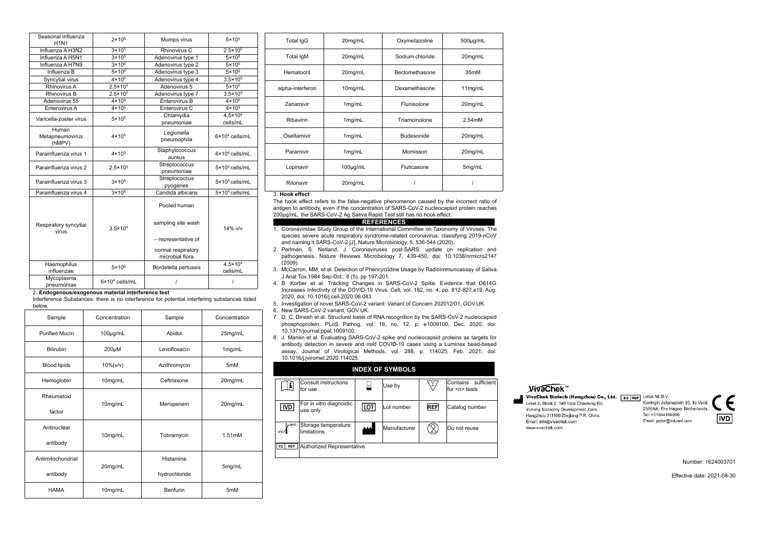| | | | |
|---|---|---|---|
| Seasonal Influenza H1N1 | $2\times10^5$ | Mumps virus | $5\times10^5$ |
| Influenza A H3N2 | $3\times10^5$ | Rhinovirus C | $2.5\times10^5$ |
| Influenza A H5N1 | $3\times10^5$ | Adenovirus type 1 | $5\times10^5$ |
| Influenza A H7N9 | $3\times10^5$ | Adenovirus type 2 | $5\times10^5$ |
| Influenza B | $5\times10^5$ | Adenovirus type 3 | $5\times10^5$ |
| Syncytial virus | $4\times10^5$ | Adenovirus type 4 | $3.5\times10^5$ |
| Rhinovirus A | $2.5\times10^5$ | Adenovirus 5 | $5\times10^5$ |
| Rhinovirus B | $2.5\times10^5$ | Adenovirus type 7 | $3.5\times10^5$ |
| Adenovirus 55 | $4\times10^5$ | Enterovirus B | $4\times10^5$ |
| Enterovirus A | $4\times10^5$ | Enterovirus C | $4\times10^5$ |
| Varicella-zoster virus | $5\times10^5$ | Chlamydia pneumoniae | $4.5\times10^4$ cells/mL |
| Human Metapneumovirus (hMPV) | $4\times10^5$ | Legionella pneumophila | $6\times10^4$ cells/mL |
| Parainfluenza virus 1 | $4\times10^5$ | Staphylococcus aureus | $6\times10^4$ cells/mL |
| Parainfluenza virus 2 | $2.5\times10^5$ | Streptococcus pneumoniae | $5\times10^4$ cells/mL |
| Parainfluenza virus 3 | $3\times10^5$ | Streptococcus pyogenes | $5\times10^4$ cells/mL |
| Parainfluenza virus 4 | $3\times10^5$ | Candida albicans | $5\times10^4$ cells/mL |
| Respiratory syncytial virus | $3.5\times10^5$ | Pooled human sampling site wash – representative of normal respiratory microbial flora | 14% v/v |
| Haemophilus influenzae | $5\times10^5$ | Bordetella pertussis | $4.5\times10^4$ cells/mL |
| Mycoplasma pneumoniae | $6\times10^4$ cells/mL | / | / |

2. **Endogenous/exogenous material interference test**

Interference Substances: there is no interference for potential interfering substances listed below.

| Sample | Concentration | Sample | Concentration |
|---|---|---|---|
| Purified Mucin | 100μg/mL | Abidol | 25mg/mL |
| Bilirubin | 200μM | Levofloxacin | 1mg/mL |
| Blood lipids | 10%(v/v) | Azithromycin | 5mM |
| Hemoglobin | 10mg/mL | Ceftriaxone | 20mg/mL |
| Rheumatoid factor | 10mg/mL | Meropenem | 20mg/mL |
| Antinuclear antibody | 10mg/mL | Tobramycin | 1.51mM |
| Antimitochondrial antibody | 20mg/mL | Histamine hydrochloride | 5mg/mL |
| HAMA | 10mg/mL | Benfurin | 5mM |
| Total IgG | 20mg/mL | Oxymetazoline | 500μg/mL |
| Total IgM | 20mg/mL | Sodium chloride | 20mg/mL |
| Hematocrit | 20mg/mL | Beclomethasone | 35mM |
| alpha-interferon | 10mg/mL | Dexamethasone | 11mg/mL |
| Zanamivir | 1mg/mL | Flunisolone | 20mg/mL |
| Ribavirin | 1mg/mL | Triamcinolone | 2.54mM |
| Oseltamivir | 1mg/mL | Budesonide | 20mg/mL |
| Paramivir | 1mg/mL | Momisson | 20mg/mL |
| Lopinavir | 100μg/mL | Fluticasone | 5mg/mL |
| Ritonavir | 20mg/mL | / | / |

3. **Hook effect**

The hook effect refers to the false-negative phenomenon caused by the incorrect ratio of antigen to antibody, even if the concentration of SARS-CoV-2 nucleocapsid protein reaches 200μg/mL, the SARS-CoV-2 Ag Saliva Rapid Test still has no hook effect.

## REFERENCES

1. Coronaviridae Study Group of the International Committee on Taxonomy of Viruses. The species severe acute respiratory syndrome-related coronavirus: classifying 2019-nCoV and naming it SARS-CoV-2 [J]. Nature Microbiology, 5, 536-544 (2020).
2. Perlman, S. Netland, J. Coronaviruses post-SARS: update on replication and pathogenesis. Nature Reviews Microbiology 7, 439-450, doi: 10.1038/nrmicro2147 (2009).
3. McCarron, MM, et al. Detection of Phencyclidine Usage by Radioimmunoassay of Saliva. J Anal Tox.1984 Sep-Oct.; 8 (5), pp 197-201.
4. B. Korber et al. Tracking Changes in SARS-CoV-2 Spike: Evidence that D614G Increases Infectivity of the COVID-19 Virus. Cell, vol. 182, no. 4, pp. 812-827.e19, Aug. 2020, doi: 10.1016/j.cell.2020.06.043.
5. Investigation of novel SARS-CoV-2 variant: Variant of Concern 202012/01, GOV.UK.
6. New SARS-CoV-2 variant, GOV.UK.
7. D. C. Dinesh et al. Structural basis of RNA recognition by the SARS-CoV-2 nucleocapsid phosphoprotein. PLoS Pathog, vol. 16, no. 12, p. e1009100, Dec. 2020, doi: 10.1371/journal.ppat.1009100.
8. J. Mariën et al. Evaluating SARS-CoV-2 spike and nucleocapsid proteins as targets for antibody detection in severe and mild COVID-19 cases using a Luminex bead-based assay. Journal of Virological Methods, vol. 288, p. 114025, Feb. 2021, doi: 10.1016/j.jviromet.2020.114025.

## INDEX OF SYMBOLS

| Symbol | Meaning | Symbol | Meaning | Symbol | Meaning |
|---|---|---|---|---|---|
| i | Consult instructions for use | ⧗ | Use by | Σ | Contains sufficient for <n> tests |
| IVD | For *in vitro* diagnostic use only | LOT | Lot number | REF | Catalog number |
| 2°C–30°C | Storage temperature limitations | | Manufacturer | ⊗ | Do not reuse |
| EC REP | Authorized Representative | | | | |

VivaChek™

VivaChek Biotech (Hangzhou) Co., Ltd.
Level 2, Block 2, 146 East Chaofeng Rd.
Yuhang Economy Development Zone
Hangzhou 311100 Zhejiang P.R. China
Email: info@vivachek.com
www.vivachek.com

EC REP Lotus NL B.V.
Koningin Julianaplein 10, 1e Verd,
2595AA, The Hague, Netherlands.
Tel: +31644168999
Email: peter@lotusnl.com

CE IVD

Number: 1624003701

Effective date: 2021-08-30